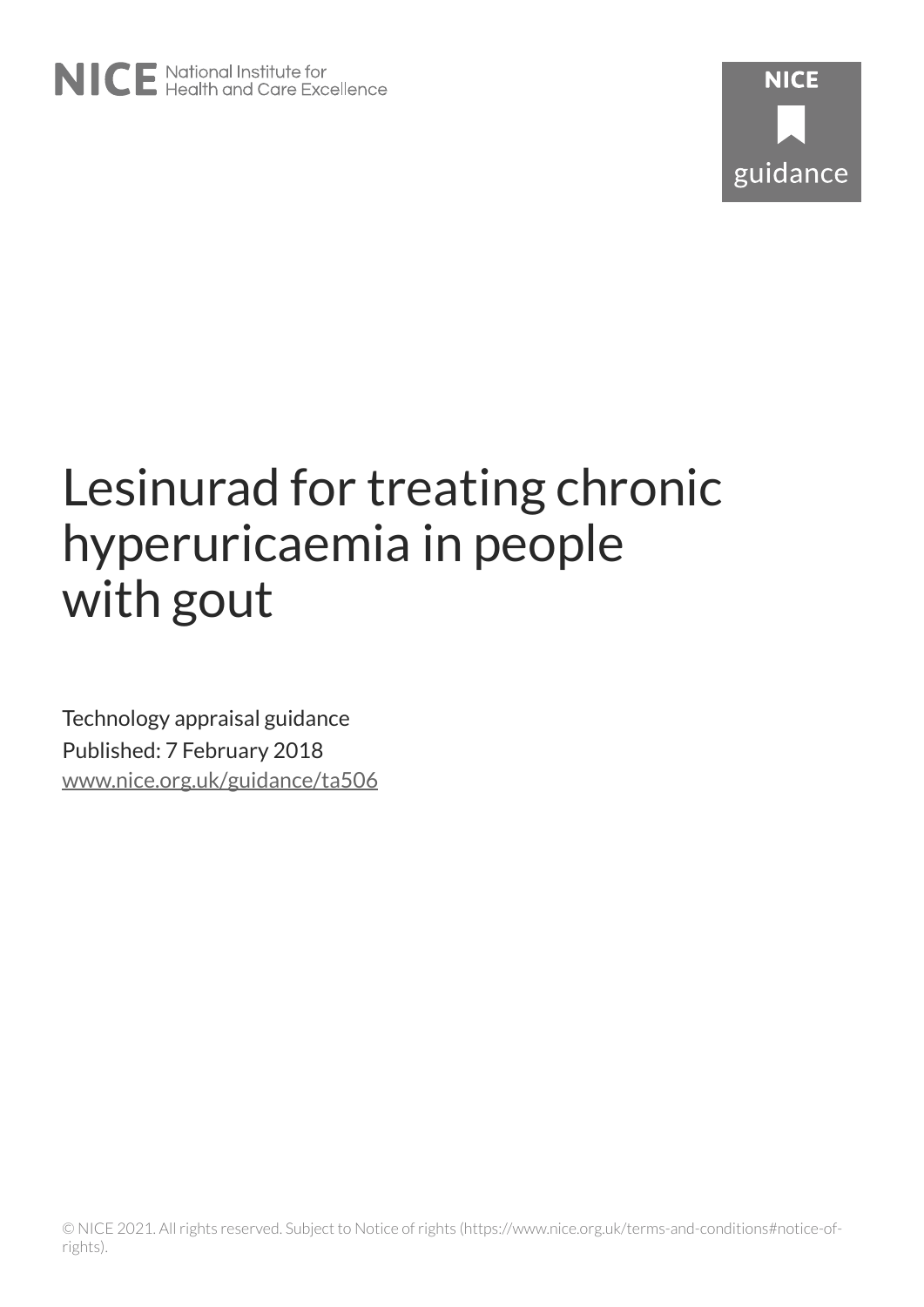NICE National Institute for Health and Care Excellence

# Lesinurad for treating chronic hyperuricaemia in people with gout

Technology appraisal guidance

Published: 7 February 2018

www.nice.org.uk/guidance/ta506

© NICE 2021. All rights reserved. Subject to Notice of rights (https://www.nice.org.uk/terms-and-conditions#notice-of-rights).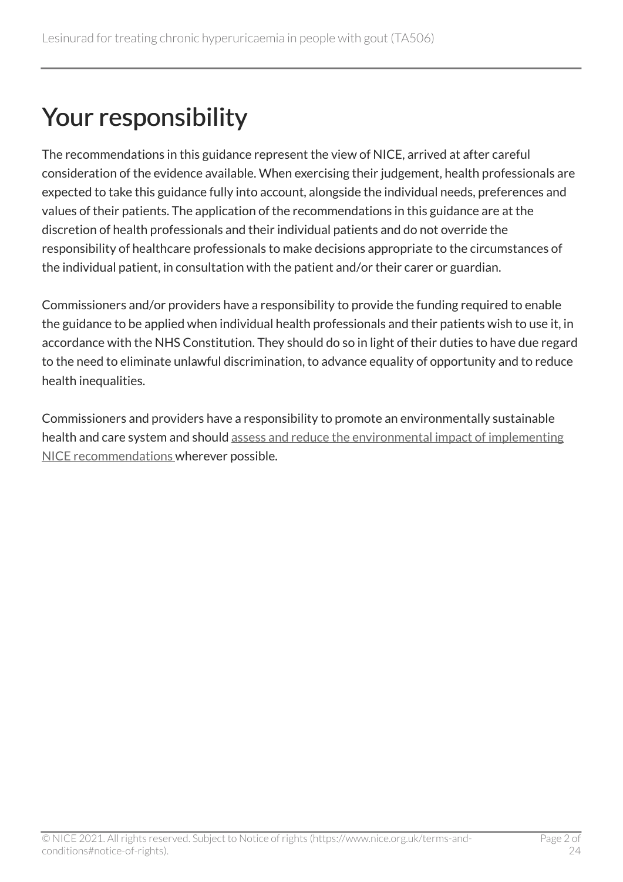# Your responsibility

The recommendations in this guidance represent the view of NICE, arrived at after careful consideration of the evidence available. When exercising their judgement, health professionals are expected to take this guidance fully into account, alongside the individual needs, preferences and values of their patients. The application of the recommendations in this guidance are at the discretion of health professionals and their individual patients and do not override the responsibility of healthcare professionals to make decisions appropriate to the circumstances of the individual patient, in consultation with the patient and/or their carer or guardian.

Commissioners and/or providers have a responsibility to provide the funding required to enable the guidance to be applied when individual health professionals and their patients wish to use it, in accordance with the NHS Constitution. They should do so in light of their duties to have due regard to the need to eliminate unlawful discrimination, to advance equality of opportunity and to reduce health inequalities.

Commissioners and providers have a responsibility to promote an environmentally sustainable health and care system and should assess and reduce the environmental impact of implementing NICE recommendations wherever possible.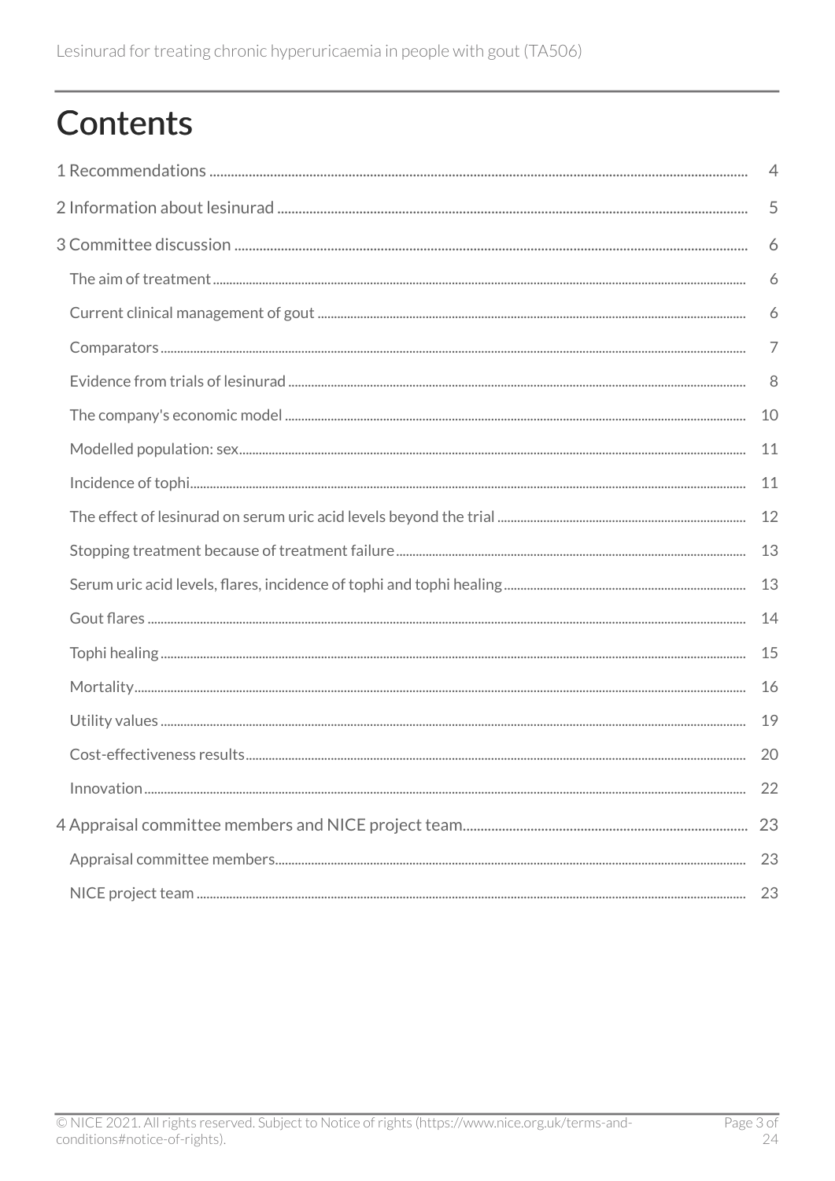# Contents

1 Recommendations .................................................. 4

2 Information about lesinurad .................................................. 5

3 Committee discussion .................................................. 6

- The aim of treatment .................................................. 6
- Current clinical management of gout .................................................. 6
- Comparators .................................................. 7
- Evidence from trials of lesinurad .................................................. 8
- The company's economic model .................................................. 10
- Modelled population: sex .................................................. 11
- Incidence of tophi .................................................. 11
- The effect of lesinurad on serum uric acid levels beyond the trial .................................................. 12
- Stopping treatment because of treatment failure .................................................. 13
- Serum uric acid levels, flares, incidence of tophi and tophi healing .................................................. 13
- Gout flares .................................................. 14
- Tophi healing .................................................. 15
- Mortality .................................................. 16
- Utility values .................................................. 19
- Cost-effectiveness results .................................................. 20
- Innovation .................................................. 22

4 Appraisal committee members and NICE project team .................................................. 23

- Appraisal committee members .................................................. 23
- NICE project team .................................................. 23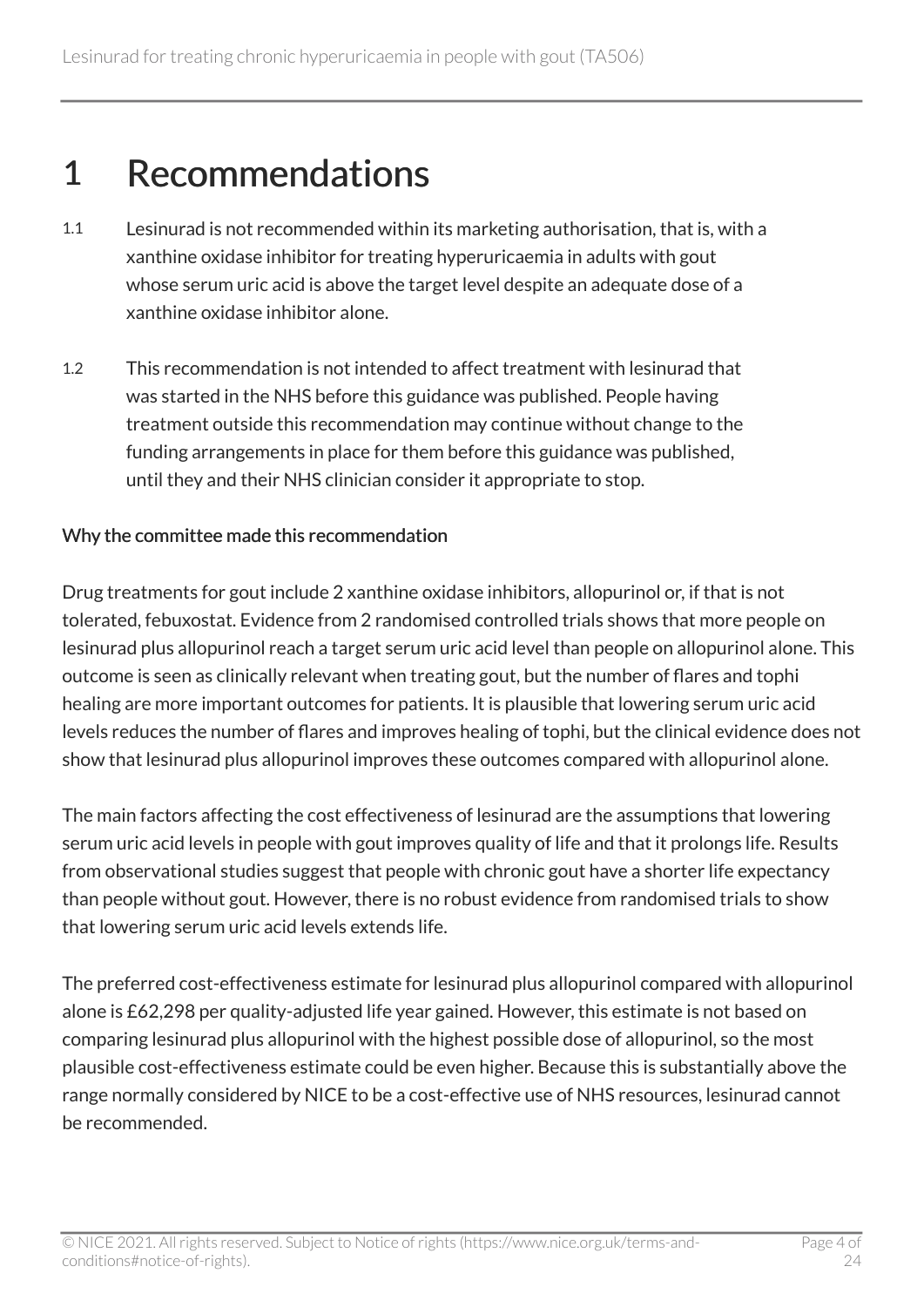# 1 Recommendations

1.1 Lesinurad is not recommended within its marketing authorisation, that is, with a xanthine oxidase inhibitor for treating hyperuricaemia in adults with gout whose serum uric acid is above the target level despite an adequate dose of a xanthine oxidase inhibitor alone.

1.2 This recommendation is not intended to affect treatment with lesinurad that was started in the NHS before this guidance was published. People having treatment outside this recommendation may continue without change to the funding arrangements in place for them before this guidance was published, until they and their NHS clinician consider it appropriate to stop.

## Why the committee made this recommendation

Drug treatments for gout include 2 xanthine oxidase inhibitors, allopurinol or, if that is not tolerated, febuxostat. Evidence from 2 randomised controlled trials shows that more people on lesinurad plus allopurinol reach a target serum uric acid level than people on allopurinol alone. This outcome is seen as clinically relevant when treating gout, but the number of flares and tophi healing are more important outcomes for patients. It is plausible that lowering serum uric acid levels reduces the number of flares and improves healing of tophi, but the clinical evidence does not show that lesinurad plus allopurinol improves these outcomes compared with allopurinol alone.

The main factors affecting the cost effectiveness of lesinurad are the assumptions that lowering serum uric acid levels in people with gout improves quality of life and that it prolongs life. Results from observational studies suggest that people with chronic gout have a shorter life expectancy than people without gout. However, there is no robust evidence from randomised trials to show that lowering serum uric acid levels extends life.

The preferred cost-effectiveness estimate for lesinurad plus allopurinol compared with allopurinol alone is £62,298 per quality-adjusted life year gained. However, this estimate is not based on comparing lesinurad plus allopurinol with the highest possible dose of allopurinol, so the most plausible cost-effectiveness estimate could be even higher. Because this is substantially above the range normally considered by NICE to be a cost-effective use of NHS resources, lesinurad cannot be recommended.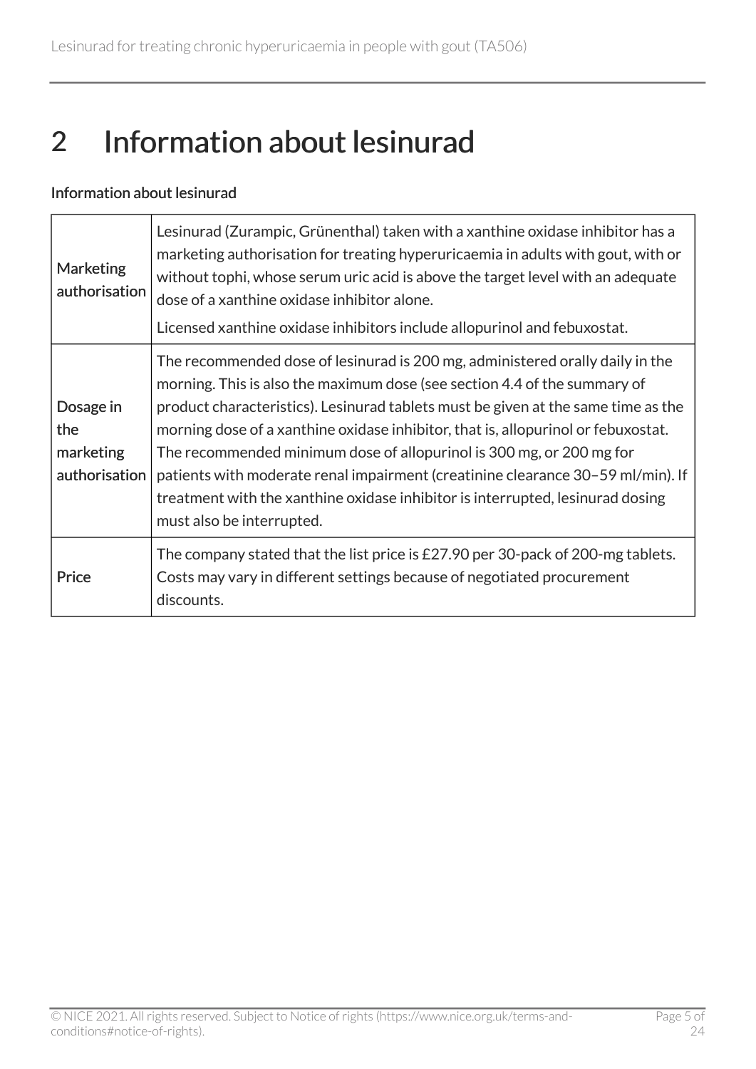# 2 Information about lesinurad

Information about lesinurad

| | |
|---|---|
| Marketing authorisation | Lesinurad (Zurampic, Grünenthal) taken with a xanthine oxidase inhibitor has a marketing authorisation for treating hyperuricaemia in adults with gout, with or without tophi, whose serum uric acid is above the target level with an adequate dose of a xanthine oxidase inhibitor alone.<br><br>Licensed xanthine oxidase inhibitors include allopurinol and febuxostat. |
| Dosage in the marketing authorisation | The recommended dose of lesinurad is 200 mg, administered orally daily in the morning. This is also the maximum dose (see section 4.4 of the summary of product characteristics). Lesinurad tablets must be given at the same time as the morning dose of a xanthine oxidase inhibitor, that is, allopurinol or febuxostat. The recommended minimum dose of allopurinol is 300 mg, or 200 mg for patients with moderate renal impairment (creatinine clearance 30–59 ml/min). If treatment with the xanthine oxidase inhibitor is interrupted, lesinurad dosing must also be interrupted. |
| Price | The company stated that the list price is £27.90 per 30-pack of 200-mg tablets. Costs may vary in different settings because of negotiated procurement discounts. |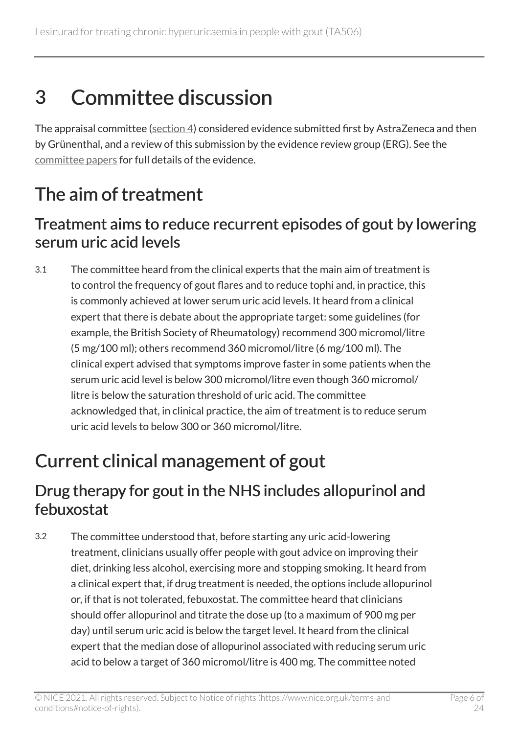# 3 Committee discussion

The appraisal committee (section 4) considered evidence submitted first by AstraZeneca and then by Grünenthal, and a review of this submission by the evidence review group (ERG). See the committee papers for full details of the evidence.

## The aim of treatment

### Treatment aims to reduce recurrent episodes of gout by lowering serum uric acid levels

3.1 The committee heard from the clinical experts that the main aim of treatment is to control the frequency of gout flares and to reduce tophi and, in practice, this is commonly achieved at lower serum uric acid levels. It heard from a clinical expert that there is debate about the appropriate target: some guidelines (for example, the British Society of Rheumatology) recommend 300 micromol/litre (5 mg/100 ml); others recommend 360 micromol/litre (6 mg/100 ml). The clinical expert advised that symptoms improve faster in some patients when the serum uric acid level is below 300 micromol/litre even though 360 micromol/litre is below the saturation threshold of uric acid. The committee acknowledged that, in clinical practice, the aim of treatment is to reduce serum uric acid levels to below 300 or 360 micromol/litre.

## Current clinical management of gout

### Drug therapy for gout in the NHS includes allopurinol and febuxostat

3.2 The committee understood that, before starting any uric acid-lowering treatment, clinicians usually offer people with gout advice on improving their diet, drinking less alcohol, exercising more and stopping smoking. It heard from a clinical expert that, if drug treatment is needed, the options include allopurinol or, if that is not tolerated, febuxostat. The committee heard that clinicians should offer allopurinol and titrate the dose up (to a maximum of 900 mg per day) until serum uric acid is below the target level. It heard from the clinical expert that the median dose of allopurinol associated with reducing serum uric acid to below a target of 360 micromol/litre is 400 mg. The committee noted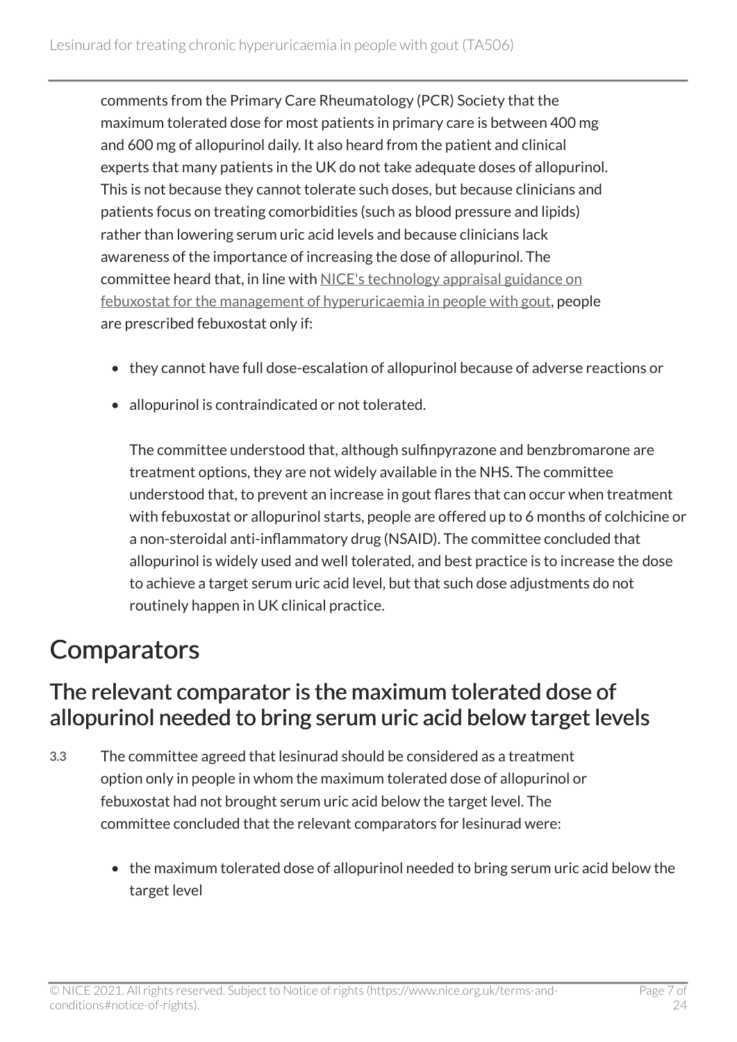comments from the Primary Care Rheumatology (PCR) Society that the maximum tolerated dose for most patients in primary care is between 400 mg and 600 mg of allopurinol daily. It also heard from the patient and clinical experts that many patients in the UK do not take adequate doses of allopurinol. This is not because they cannot tolerate such doses, but because clinicians and patients focus on treating comorbidities (such as blood pressure and lipids) rather than lowering serum uric acid levels and because clinicians lack awareness of the importance of increasing the dose of allopurinol. The committee heard that, in line with NICE's technology appraisal guidance on febuxostat for the management of hyperuricaemia in people with gout, people are prescribed febuxostat only if:

- they cannot have full dose-escalation of allopurinol because of adverse reactions or
- allopurinol is contraindicated or not tolerated.

The committee understood that, although sulfinpyrazone and benzbromarone are treatment options, they are not widely available in the NHS. The committee understood that, to prevent an increase in gout flares that can occur when treatment with febuxostat or allopurinol starts, people are offered up to 6 months of colchicine or a non-steroidal anti-inflammatory drug (NSAID). The committee concluded that allopurinol is widely used and well tolerated, and best practice is to increase the dose to achieve a target serum uric acid level, but that such dose adjustments do not routinely happen in UK clinical practice.

# Comparators

## The relevant comparator is the maximum tolerated dose of allopurinol needed to bring serum uric acid below target levels

3.3 The committee agreed that lesinurad should be considered as a treatment option only in people in whom the maximum tolerated dose of allopurinol or febuxostat had not brought serum uric acid below the target level. The committee concluded that the relevant comparators for lesinurad were:

- the maximum tolerated dose of allopurinol needed to bring serum uric acid below the target level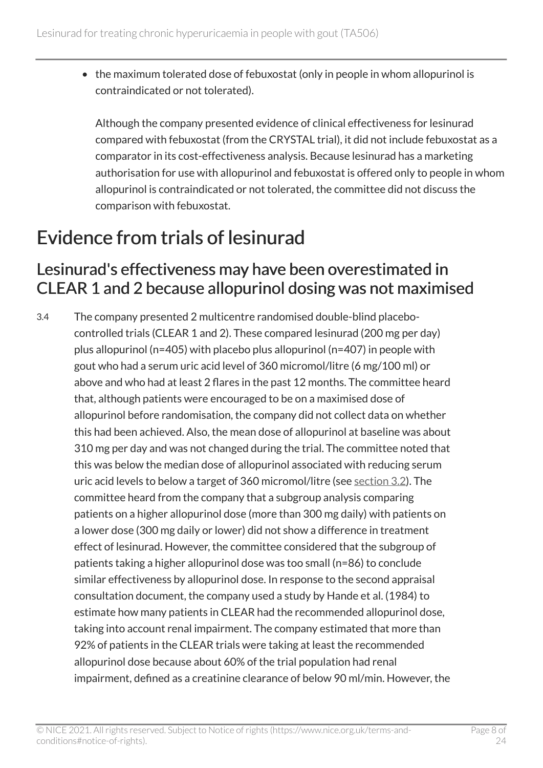- the maximum tolerated dose of febuxostat (only in people in whom allopurinol is contraindicated or not tolerated).

  Although the company presented evidence of clinical effectiveness for lesinurad compared with febuxostat (from the CRYSTAL trial), it did not include febuxostat as a comparator in its cost-effectiveness analysis. Because lesinurad has a marketing authorisation for use with allopurinol and febuxostat is offered only to people in whom allopurinol is contraindicated or not tolerated, the committee did not discuss the comparison with febuxostat.

# Evidence from trials of lesinurad

## Lesinurad's effectiveness may have been overestimated in CLEAR 1 and 2 because allopurinol dosing was not maximised

3.4 The company presented 2 multicentre randomised double-blind placebo-controlled trials (CLEAR 1 and 2). These compared lesinurad (200 mg per day) plus allopurinol (n=405) with placebo plus allopurinol (n=407) in people with gout who had a serum uric acid level of 360 micromol/litre (6 mg/100 ml) or above and who had at least 2 flares in the past 12 months. The committee heard that, although patients were encouraged to be on a maximised dose of allopurinol before randomisation, the company did not collect data on whether this had been achieved. Also, the mean dose of allopurinol at baseline was about 310 mg per day and was not changed during the trial. The committee noted that this was below the median dose of allopurinol associated with reducing serum uric acid levels to below a target of 360 micromol/litre (see section 3.2). The committee heard from the company that a subgroup analysis comparing patients on a higher allopurinol dose (more than 300 mg daily) with patients on a lower dose (300 mg daily or lower) did not show a difference in treatment effect of lesinurad. However, the committee considered that the subgroup of patients taking a higher allopurinol dose was too small (n=86) to conclude similar effectiveness by allopurinol dose. In response to the second appraisal consultation document, the company used a study by Hande et al. (1984) to estimate how many patients in CLEAR had the recommended allopurinol dose, taking into account renal impairment. The company estimated that more than 92% of patients in the CLEAR trials were taking at least the recommended allopurinol dose because about 60% of the trial population had renal impairment, defined as a creatinine clearance of below 90 ml/min. However, the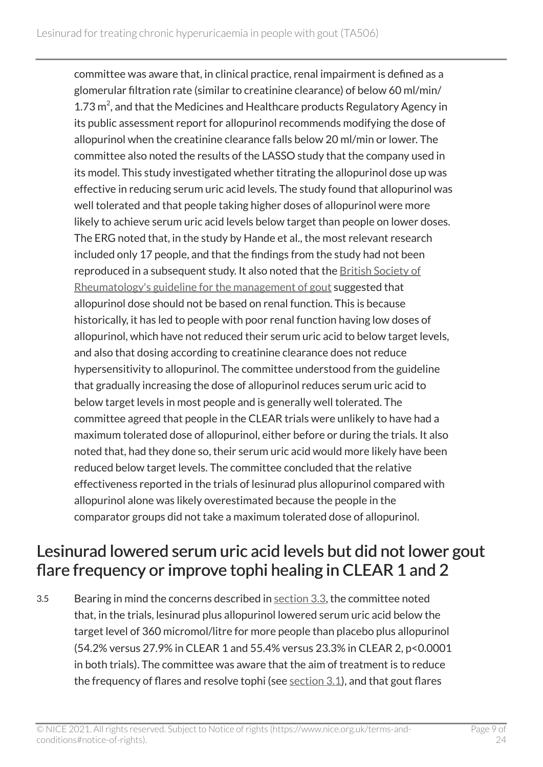committee was aware that, in clinical practice, renal impairment is defined as a glomerular filtration rate (similar to creatinine clearance) of below 60 ml/min/ 1.73 $m^2$, and that the Medicines and Healthcare products Regulatory Agency in its public assessment report for allopurinol recommends modifying the dose of allopurinol when the creatinine clearance falls below 20 ml/min or lower. The committee also noted the results of the LASSO study that the company used in its model. This study investigated whether titrating the allopurinol dose up was effective in reducing serum uric acid levels. The study found that allopurinol was well tolerated and that people taking higher doses of allopurinol were more likely to achieve serum uric acid levels below target than people on lower doses. The ERG noted that, in the study by Hande et al., the most relevant research included only 17 people, and that the findings from the study had not been reproduced in a subsequent study. It also noted that the British Society of Rheumatology's guideline for the management of gout suggested that allopurinol dose should not be based on renal function. This is because historically, it has led to people with poor renal function having low doses of allopurinol, which have not reduced their serum uric acid to below target levels, and also that dosing according to creatinine clearance does not reduce hypersensitivity to allopurinol. The committee understood from the guideline that gradually increasing the dose of allopurinol reduces serum uric acid to below target levels in most people and is generally well tolerated. The committee agreed that people in the CLEAR trials were unlikely to have had a maximum tolerated dose of allopurinol, either before or during the trials. It also noted that, had they done so, their serum uric acid would more likely have been reduced below target levels. The committee concluded that the relative effectiveness reported in the trials of lesinurad plus allopurinol compared with allopurinol alone was likely overestimated because the people in the comparator groups did not take a maximum tolerated dose of allopurinol.

## Lesinurad lowered serum uric acid levels but did not lower gout flare frequency or improve tophi healing in CLEAR 1 and 2

3.5 Bearing in mind the concerns described in section 3.3, the committee noted that, in the trials, lesinurad plus allopurinol lowered serum uric acid below the target level of 360 micromol/litre for more people than placebo plus allopurinol (54.2% versus 27.9% in CLEAR 1 and 55.4% versus 23.3% in CLEAR 2, $p<0.0001$ in both trials). The committee was aware that the aim of treatment is to reduce the frequency of flares and resolve tophi (see section 3.1), and that gout flares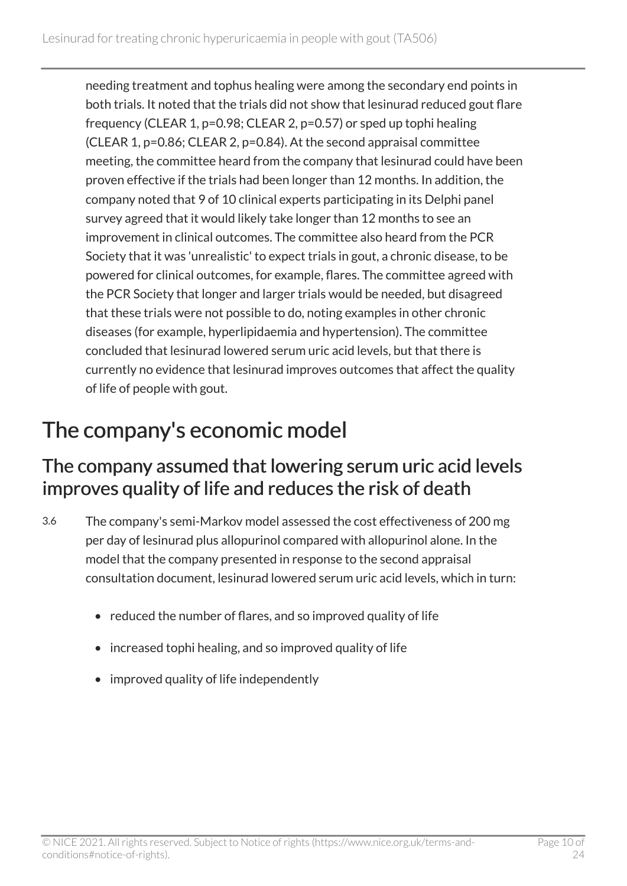needing treatment and tophus healing were among the secondary end points in both trials. It noted that the trials did not show that lesinurad reduced gout flare frequency (CLEAR 1, p=0.98; CLEAR 2, p=0.57) or sped up tophi healing (CLEAR 1, p=0.86; CLEAR 2, p=0.84). At the second appraisal committee meeting, the committee heard from the company that lesinurad could have been proven effective if the trials had been longer than 12 months. In addition, the company noted that 9 of 10 clinical experts participating in its Delphi panel survey agreed that it would likely take longer than 12 months to see an improvement in clinical outcomes. The committee also heard from the PCR Society that it was 'unrealistic' to expect trials in gout, a chronic disease, to be powered for clinical outcomes, for example, flares. The committee agreed with the PCR Society that longer and larger trials would be needed, but disagreed that these trials were not possible to do, noting examples in other chronic diseases (for example, hyperlipidaemia and hypertension). The committee concluded that lesinurad lowered serum uric acid levels, but that there is currently no evidence that lesinurad improves outcomes that affect the quality of life of people with gout.

# The company's economic model

## The company assumed that lowering serum uric acid levels improves quality of life and reduces the risk of death

3.6 The company's semi-Markov model assessed the cost effectiveness of 200 mg per day of lesinurad plus allopurinol compared with allopurinol alone. In the model that the company presented in response to the second appraisal consultation document, lesinurad lowered serum uric acid levels, which in turn:

- reduced the number of flares, and so improved quality of life
- increased tophi healing, and so improved quality of life
- improved quality of life independently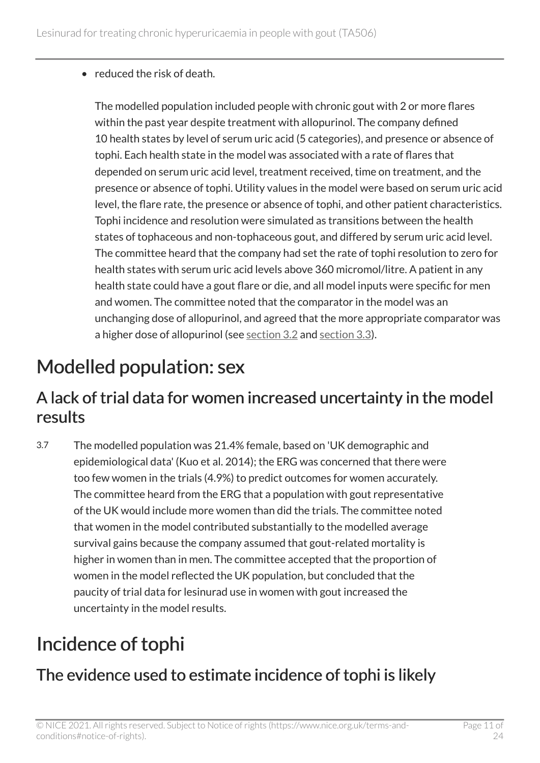- reduced the risk of death.

The modelled population included people with chronic gout with 2 or more flares within the past year despite treatment with allopurinol. The company defined 10 health states by level of serum uric acid (5 categories), and presence or absence of tophi. Each health state in the model was associated with a rate of flares that depended on serum uric acid level, treatment received, time on treatment, and the presence or absence of tophi. Utility values in the model were based on serum uric acid level, the flare rate, the presence or absence of tophi, and other patient characteristics. Tophi incidence and resolution were simulated as transitions between the health states of tophaceous and non-tophaceous gout, and differed by serum uric acid level. The committee heard that the company had set the rate of tophi resolution to zero for health states with serum uric acid levels above 360 micromol/litre. A patient in any health state could have a gout flare or die, and all model inputs were specific for men and women. The committee noted that the comparator in the model was an unchanging dose of allopurinol, and agreed that the more appropriate comparator was a higher dose of allopurinol (see section 3.2 and section 3.3).

# Modelled population: sex

## A lack of trial data for women increased uncertainty in the model results

3.7 The modelled population was 21.4% female, based on 'UK demographic and epidemiological data' (Kuo et al. 2014); the ERG was concerned that there were too few women in the trials (4.9%) to predict outcomes for women accurately. The committee heard from the ERG that a population with gout representative of the UK would include more women than did the trials. The committee noted that women in the model contributed substantially to the modelled average survival gains because the company assumed that gout-related mortality is higher in women than in men. The committee accepted that the proportion of women in the model reflected the UK population, but concluded that the paucity of trial data for lesinurad use in women with gout increased the uncertainty in the model results.

# Incidence of tophi

## The evidence used to estimate incidence of tophi is likely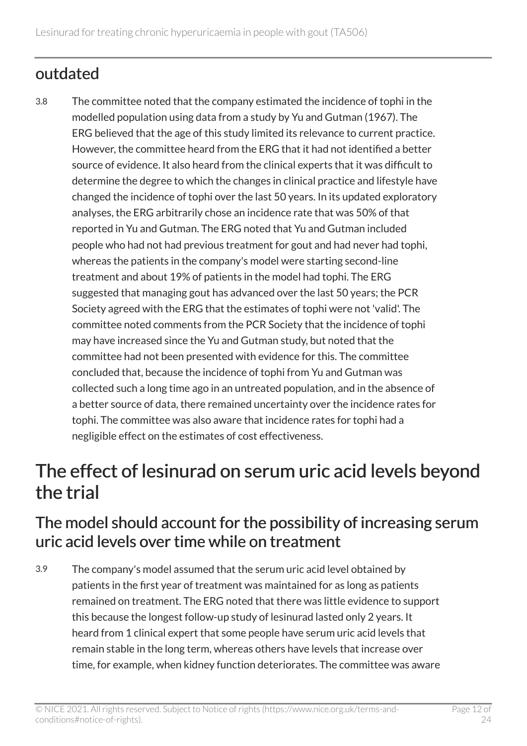## outdated

3.8 The committee noted that the company estimated the incidence of tophi in the modelled population using data from a study by Yu and Gutman (1967). The ERG believed that the age of this study limited its relevance to current practice. However, the committee heard from the ERG that it had not identified a better source of evidence. It also heard from the clinical experts that it was difficult to determine the degree to which the changes in clinical practice and lifestyle have changed the incidence of tophi over the last 50 years. In its updated exploratory analyses, the ERG arbitrarily chose an incidence rate that was 50% of that reported in Yu and Gutman. The ERG noted that Yu and Gutman included people who had not had previous treatment for gout and had never had tophi, whereas the patients in the company's model were starting second-line treatment and about 19% of patients in the model had tophi. The ERG suggested that managing gout has advanced over the last 50 years; the PCR Society agreed with the ERG that the estimates of tophi were not 'valid'. The committee noted comments from the PCR Society that the incidence of tophi may have increased since the Yu and Gutman study, but noted that the committee had not been presented with evidence for this. The committee concluded that, because the incidence of tophi from Yu and Gutman was collected such a long time ago in an untreated population, and in the absence of a better source of data, there remained uncertainty over the incidence rates for tophi. The committee was also aware that incidence rates for tophi had a negligible effect on the estimates of cost effectiveness.

# The effect of lesinurad on serum uric acid levels beyond the trial

## The model should account for the possibility of increasing serum uric acid levels over time while on treatment

3.9 The company's model assumed that the serum uric acid level obtained by patients in the first year of treatment was maintained for as long as patients remained on treatment. The ERG noted that there was little evidence to support this because the longest follow-up study of lesinurad lasted only 2 years. It heard from 1 clinical expert that some people have serum uric acid levels that remain stable in the long term, whereas others have levels that increase over time, for example, when kidney function deteriorates. The committee was aware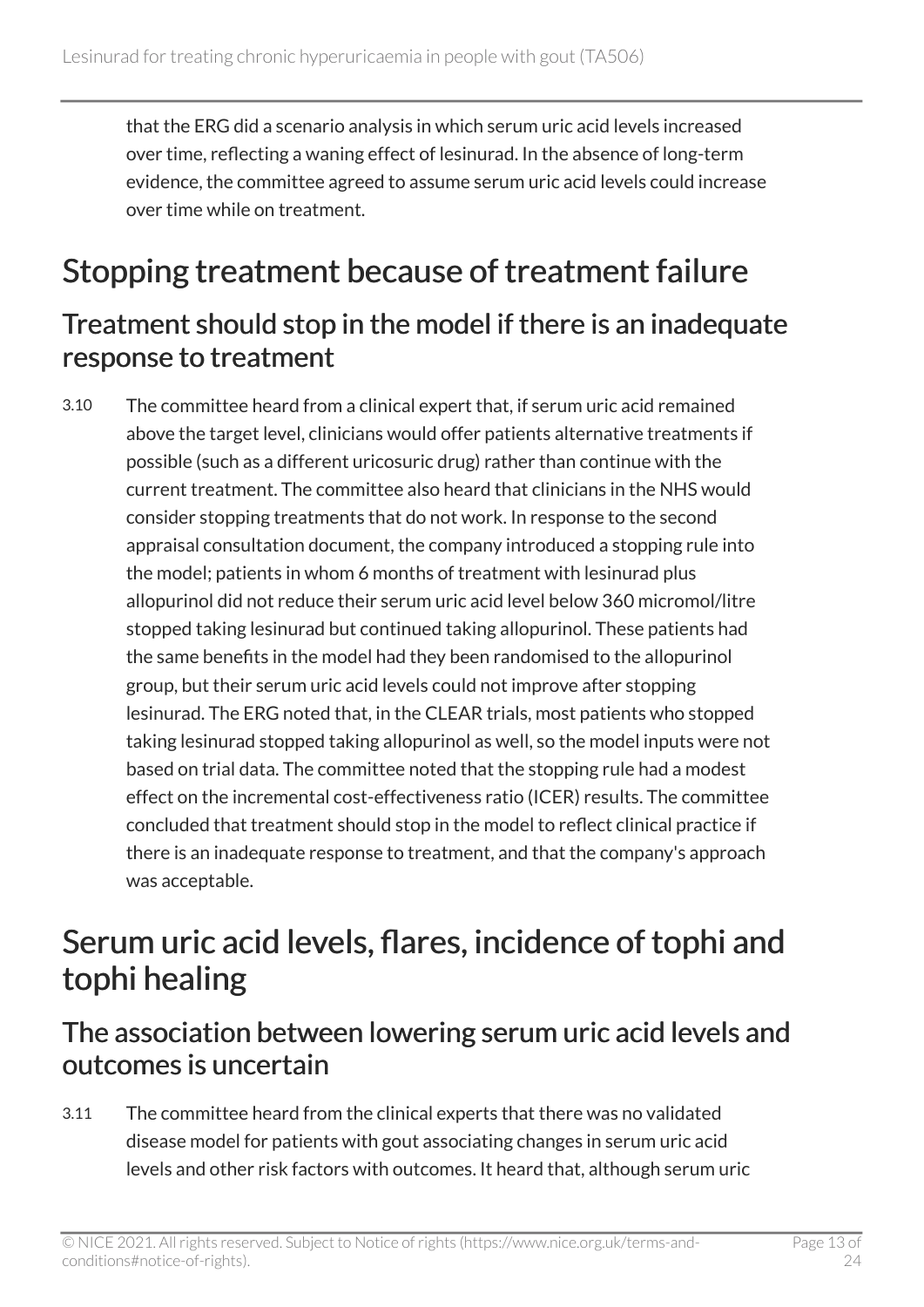that the ERG did a scenario analysis in which serum uric acid levels increased over time, reflecting a waning effect of lesinurad. In the absence of long-term evidence, the committee agreed to assume serum uric acid levels could increase over time while on treatment.

## Stopping treatment because of treatment failure

### Treatment should stop in the model if there is an inadequate response to treatment

3.10 The committee heard from a clinical expert that, if serum uric acid remained above the target level, clinicians would offer patients alternative treatments if possible (such as a different uricosuric drug) rather than continue with the current treatment. The committee also heard that clinicians in the NHS would consider stopping treatments that do not work. In response to the second appraisal consultation document, the company introduced a stopping rule into the model; patients in whom 6 months of treatment with lesinurad plus allopurinol did not reduce their serum uric acid level below 360 micromol/litre stopped taking lesinurad but continued taking allopurinol. These patients had the same benefits in the model had they been randomised to the allopurinol group, but their serum uric acid levels could not improve after stopping lesinurad. The ERG noted that, in the CLEAR trials, most patients who stopped taking lesinurad stopped taking allopurinol as well, so the model inputs were not based on trial data. The committee noted that the stopping rule had a modest effect on the incremental cost-effectiveness ratio (ICER) results. The committee concluded that treatment should stop in the model to reflect clinical practice if there is an inadequate response to treatment, and that the company's approach was acceptable.

## Serum uric acid levels, flares, incidence of tophi and tophi healing

### The association between lowering serum uric acid levels and outcomes is uncertain

3.11 The committee heard from the clinical experts that there was no validated disease model for patients with gout associating changes in serum uric acid levels and other risk factors with outcomes. It heard that, although serum uric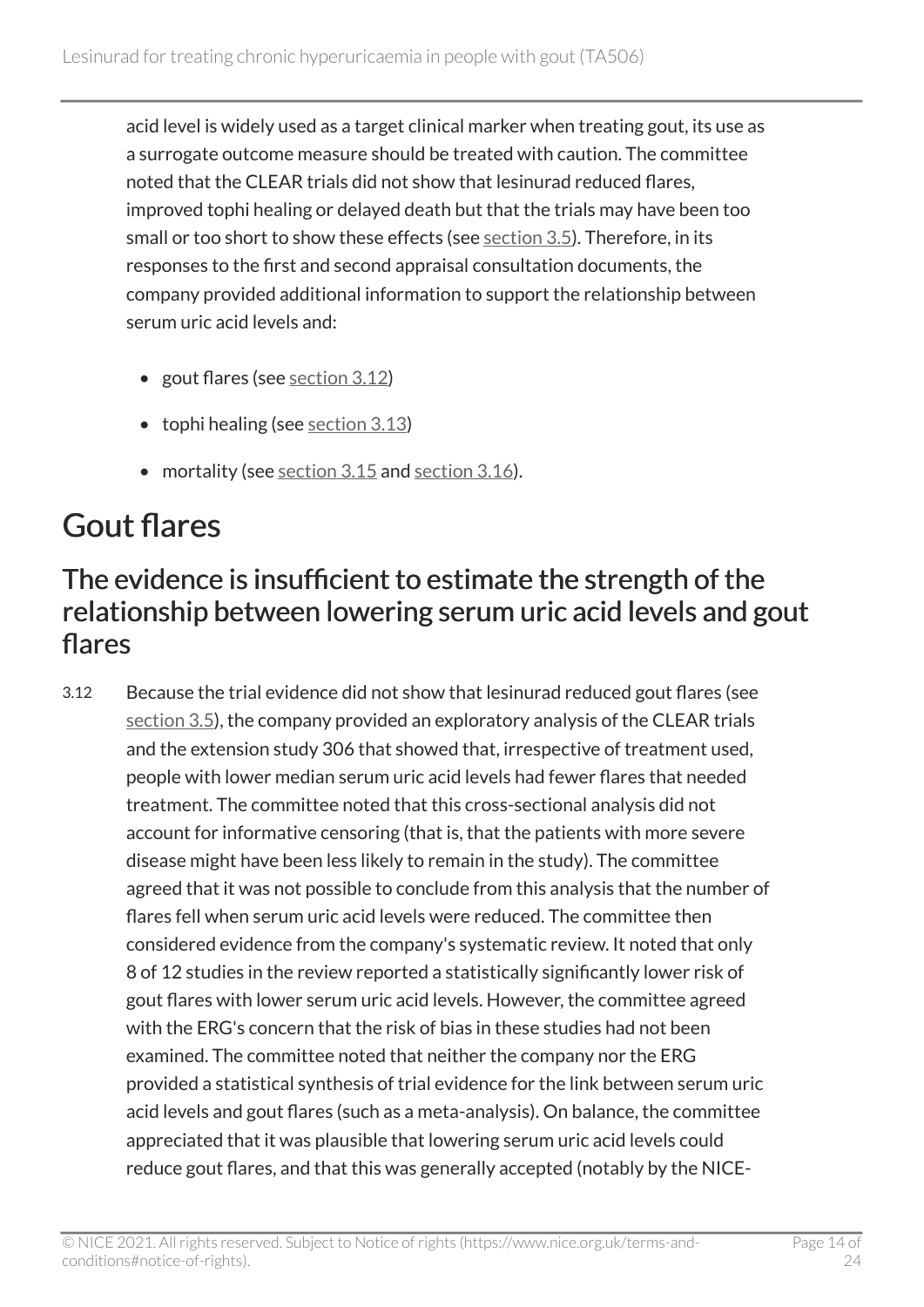acid level is widely used as a target clinical marker when treating gout, its use as a surrogate outcome measure should be treated with caution. The committee noted that the CLEAR trials did not show that lesinurad reduced flares, improved tophi healing or delayed death but that the trials may have been too small or too short to show these effects (see section 3.5). Therefore, in its responses to the first and second appraisal consultation documents, the company provided additional information to support the relationship between serum uric acid levels and:

- gout flares (see section 3.12)
- tophi healing (see section 3.13)
- mortality (see section 3.15 and section 3.16).

## Gout flares

### The evidence is insufficient to estimate the strength of the relationship between lowering serum uric acid levels and gout flares

3.12 Because the trial evidence did not show that lesinurad reduced gout flares (see section 3.5), the company provided an exploratory analysis of the CLEAR trials and the extension study 306 that showed that, irrespective of treatment used, people with lower median serum uric acid levels had fewer flares that needed treatment. The committee noted that this cross-sectional analysis did not account for informative censoring (that is, that the patients with more severe disease might have been less likely to remain in the study). The committee agreed that it was not possible to conclude from this analysis that the number of flares fell when serum uric acid levels were reduced. The committee then considered evidence from the company's systematic review. It noted that only 8 of 12 studies in the review reported a statistically significantly lower risk of gout flares with lower serum uric acid levels. However, the committee agreed with the ERG's concern that the risk of bias in these studies had not been examined. The committee noted that neither the company nor the ERG provided a statistical synthesis of trial evidence for the link between serum uric acid levels and gout flares (such as a meta-analysis). On balance, the committee appreciated that it was plausible that lowering serum uric acid levels could reduce gout flares, and that this was generally accepted (notably by the NICE-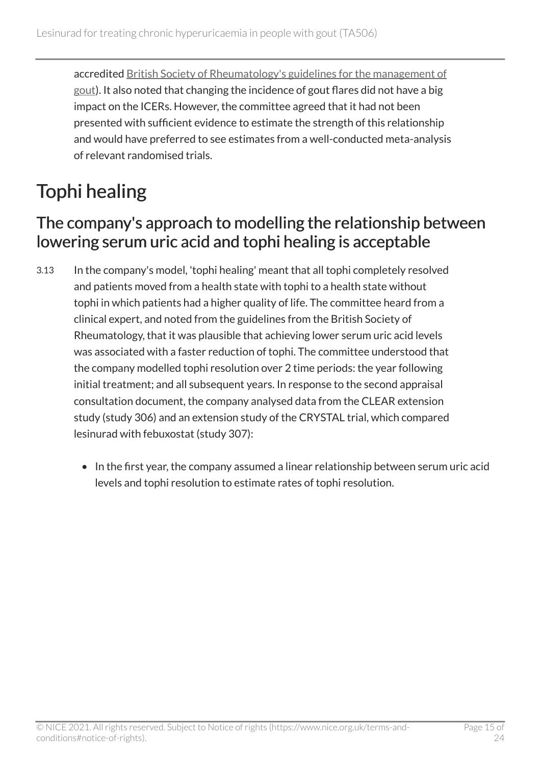accredited British Society of Rheumatology's guidelines for the management of gout). It also noted that changing the incidence of gout flares did not have a big impact on the ICERs. However, the committee agreed that it had not been presented with sufficient evidence to estimate the strength of this relationship and would have preferred to see estimates from a well-conducted meta-analysis of relevant randomised trials.

# Tophi healing

## The company's approach to modelling the relationship between lowering serum uric acid and tophi healing is acceptable

3.13 In the company's model, 'tophi healing' meant that all tophi completely resolved and patients moved from a health state with tophi to a health state without tophi in which patients had a higher quality of life. The committee heard from a clinical expert, and noted from the guidelines from the British Society of Rheumatology, that it was plausible that achieving lower serum uric acid levels was associated with a faster reduction of tophi. The committee understood that the company modelled tophi resolution over 2 time periods: the year following initial treatment; and all subsequent years. In response to the second appraisal consultation document, the company analysed data from the CLEAR extension study (study 306) and an extension study of the CRYSTAL trial, which compared lesinurad with febuxostat (study 307):

- In the first year, the company assumed a linear relationship between serum uric acid levels and tophi resolution to estimate rates of tophi resolution.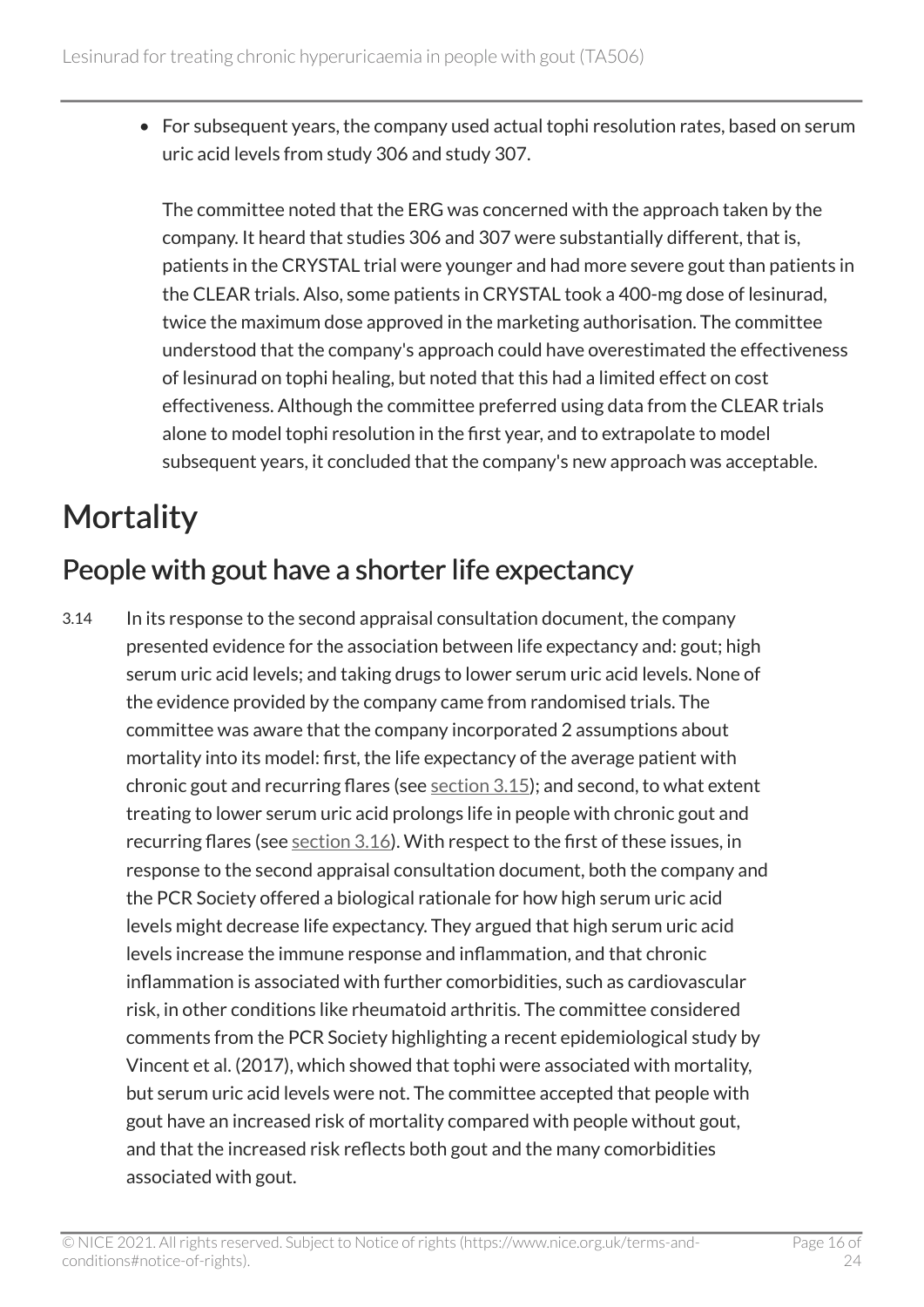- For subsequent years, the company used actual tophi resolution rates, based on serum uric acid levels from study 306 and study 307.

  The committee noted that the ERG was concerned with the approach taken by the company. It heard that studies 306 and 307 were substantially different, that is, patients in the CRYSTAL trial were younger and had more severe gout than patients in the CLEAR trials. Also, some patients in CRYSTAL took a 400-mg dose of lesinurad, twice the maximum dose approved in the marketing authorisation. The committee understood that the company's approach could have overestimated the effectiveness of lesinurad on tophi healing, but noted that this had a limited effect on cost effectiveness. Although the committee preferred using data from the CLEAR trials alone to model tophi resolution in the first year, and to extrapolate to model subsequent years, it concluded that the company's new approach was acceptable.

# Mortality

## People with gout have a shorter life expectancy

3.14 In its response to the second appraisal consultation document, the company presented evidence for the association between life expectancy and: gout; high serum uric acid levels; and taking drugs to lower serum uric acid levels. None of the evidence provided by the company came from randomised trials. The committee was aware that the company incorporated 2 assumptions about mortality into its model: first, the life expectancy of the average patient with chronic gout and recurring flares (see section 3.15); and second, to what extent treating to lower serum uric acid prolongs life in people with chronic gout and recurring flares (see section 3.16). With respect to the first of these issues, in response to the second appraisal consultation document, both the company and the PCR Society offered a biological rationale for how high serum uric acid levels might decrease life expectancy. They argued that high serum uric acid levels increase the immune response and inflammation, and that chronic inflammation is associated with further comorbidities, such as cardiovascular risk, in other conditions like rheumatoid arthritis. The committee considered comments from the PCR Society highlighting a recent epidemiological study by Vincent et al. (2017), which showed that tophi were associated with mortality, but serum uric acid levels were not. The committee accepted that people with gout have an increased risk of mortality compared with people without gout, and that the increased risk reflects both gout and the many comorbidities associated with gout.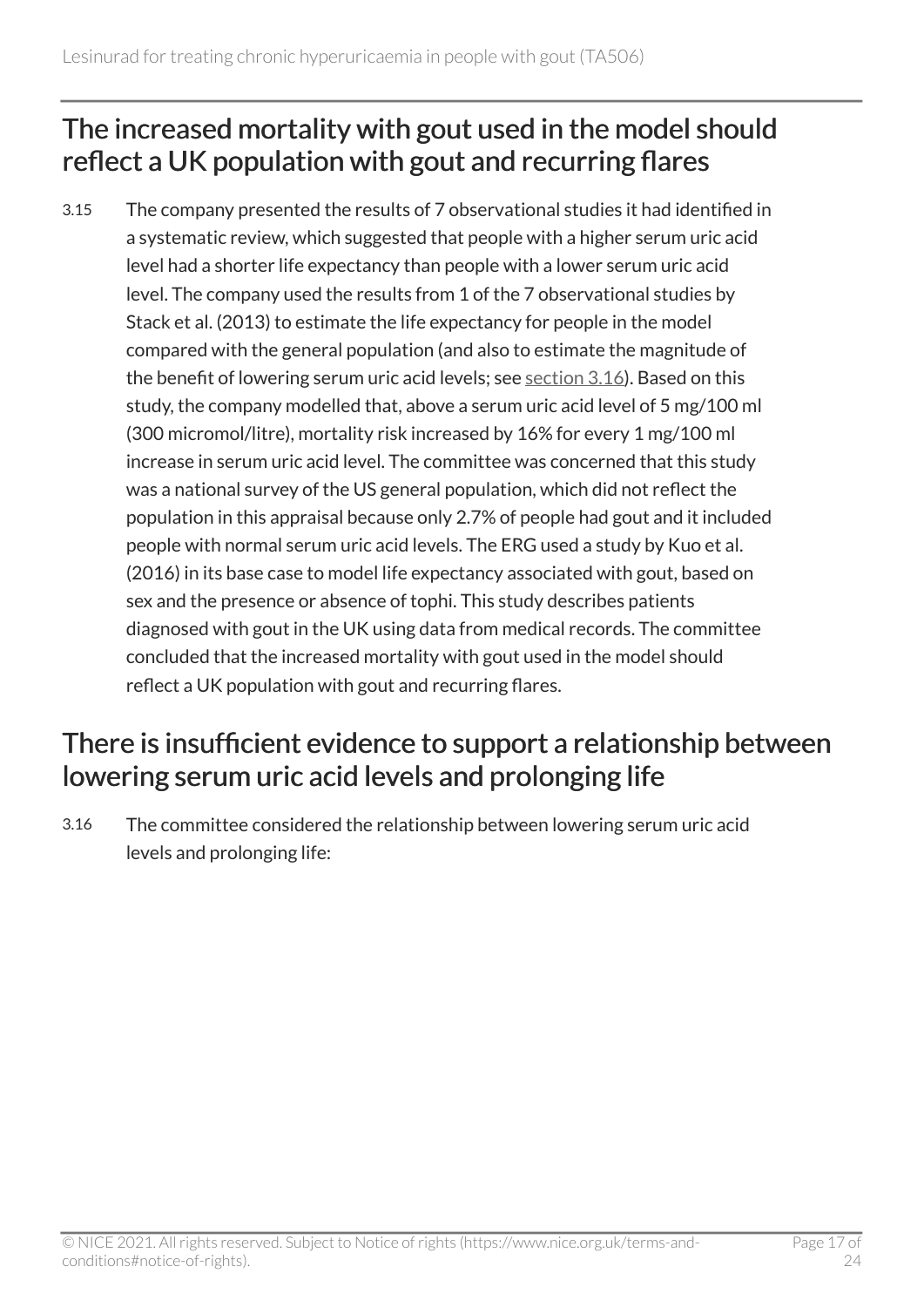## The increased mortality with gout used in the model should reflect a UK population with gout and recurring flares

3.15 The company presented the results of 7 observational studies it had identified in a systematic review, which suggested that people with a higher serum uric acid level had a shorter life expectancy than people with a lower serum uric acid level. The company used the results from 1 of the 7 observational studies by Stack et al. (2013) to estimate the life expectancy for people in the model compared with the general population (and also to estimate the magnitude of the benefit of lowering serum uric acid levels; see section 3.16). Based on this study, the company modelled that, above a serum uric acid level of 5 mg/100 ml (300 micromol/litre), mortality risk increased by 16% for every 1 mg/100 ml increase in serum uric acid level. The committee was concerned that this study was a national survey of the US general population, which did not reflect the population in this appraisal because only 2.7% of people had gout and it included people with normal serum uric acid levels. The ERG used a study by Kuo et al. (2016) in its base case to model life expectancy associated with gout, based on sex and the presence or absence of tophi. This study describes patients diagnosed with gout in the UK using data from medical records. The committee concluded that the increased mortality with gout used in the model should reflect a UK population with gout and recurring flares.

## There is insufficient evidence to support a relationship between lowering serum uric acid levels and prolonging life

3.16 The committee considered the relationship between lowering serum uric acid levels and prolonging life: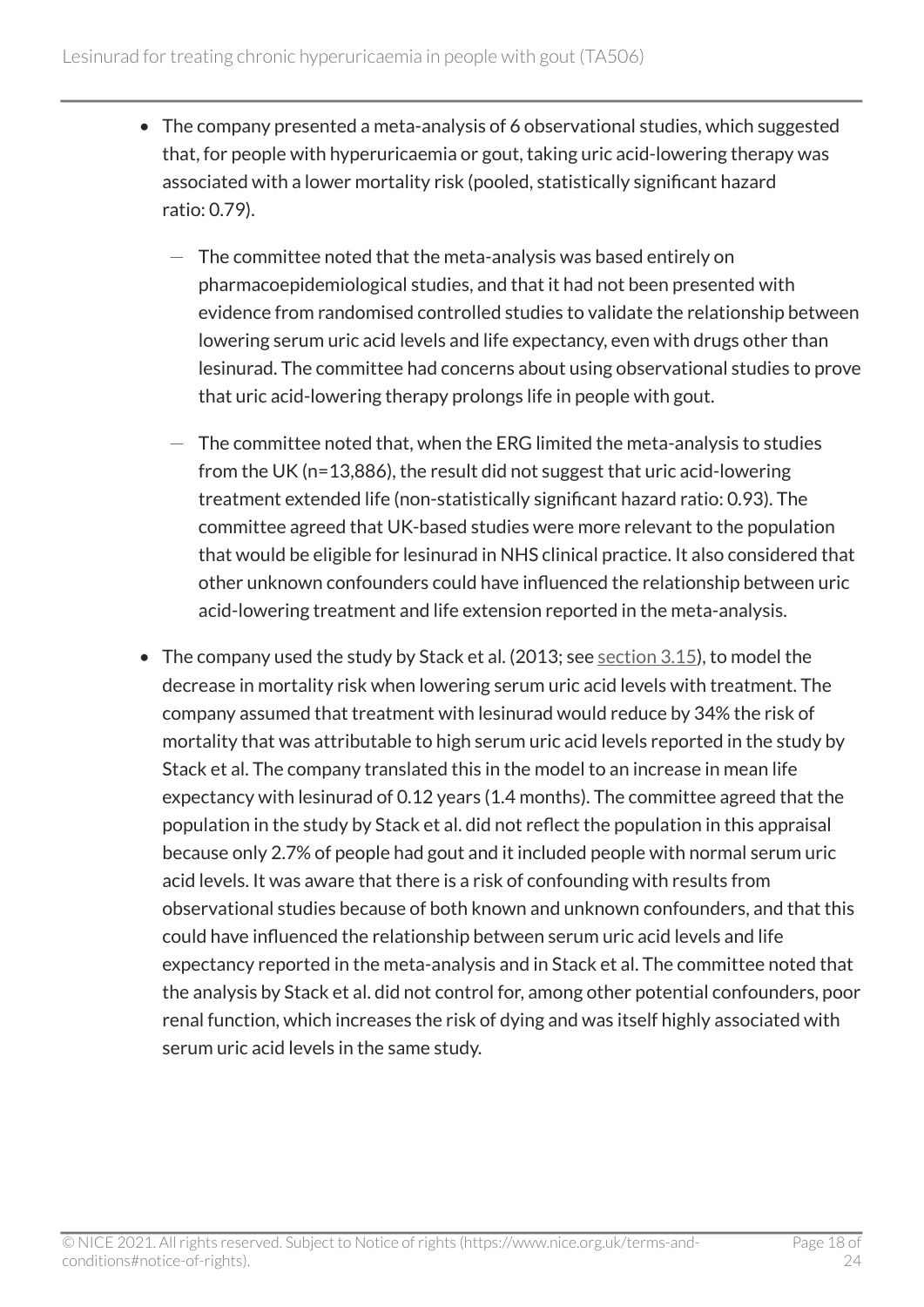- The company presented a meta-analysis of 6 observational studies, which suggested that, for people with hyperuricaemia or gout, taking uric acid-lowering therapy was associated with a lower mortality risk (pooled, statistically significant hazard ratio: 0.79).
  - The committee noted that the meta-analysis was based entirely on pharmacoepidemiological studies, and that it had not been presented with evidence from randomised controlled studies to validate the relationship between lowering serum uric acid levels and life expectancy, even with drugs other than lesinurad. The committee had concerns about using observational studies to prove that uric acid-lowering therapy prolongs life in people with gout.
  - The committee noted that, when the ERG limited the meta-analysis to studies from the UK (n=13,886), the result did not suggest that uric acid-lowering treatment extended life (non-statistically significant hazard ratio: 0.93). The committee agreed that UK-based studies were more relevant to the population that would be eligible for lesinurad in NHS clinical practice. It also considered that other unknown confounders could have influenced the relationship between uric acid-lowering treatment and life extension reported in the meta-analysis.
- The company used the study by Stack et al. (2013; see section 3.15), to model the decrease in mortality risk when lowering serum uric acid levels with treatment. The company assumed that treatment with lesinurad would reduce by 34% the risk of mortality that was attributable to high serum uric acid levels reported in the study by Stack et al. The company translated this in the model to an increase in mean life expectancy with lesinurad of 0.12 years (1.4 months). The committee agreed that the population in the study by Stack et al. did not reflect the population in this appraisal because only 2.7% of people had gout and it included people with normal serum uric acid levels. It was aware that there is a risk of confounding with results from observational studies because of both known and unknown confounders, and that this could have influenced the relationship between serum uric acid levels and life expectancy reported in the meta-analysis and in Stack et al. The committee noted that the analysis by Stack et al. did not control for, among other potential confounders, poor renal function, which increases the risk of dying and was itself highly associated with serum uric acid levels in the same study.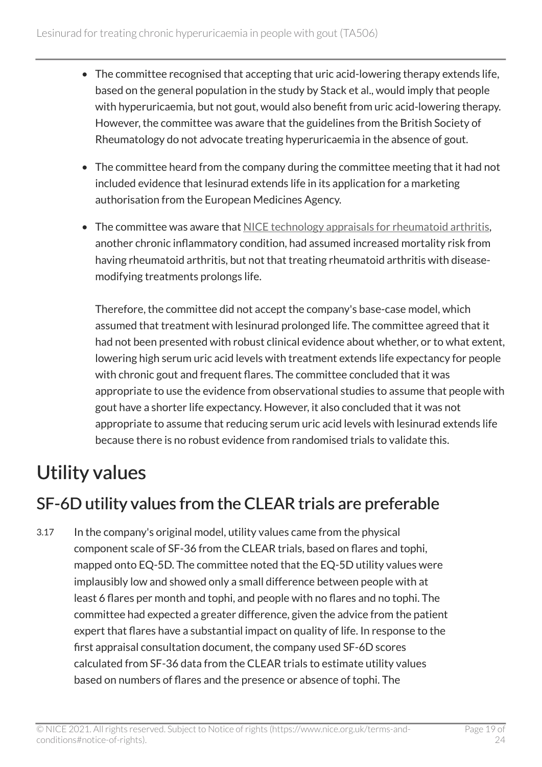- The committee recognised that accepting that uric acid-lowering therapy extends life, based on the general population in the study by Stack et al., would imply that people with hyperuricaemia, but not gout, would also benefit from uric acid-lowering therapy. However, the committee was aware that the guidelines from the British Society of Rheumatology do not advocate treating hyperuricaemia in the absence of gout.
- The committee heard from the company during the committee meeting that it had not included evidence that lesinurad extends life in its application for a marketing authorisation from the European Medicines Agency.
- The committee was aware that NICE technology appraisals for rheumatoid arthritis, another chronic inflammatory condition, had assumed increased mortality risk from having rheumatoid arthritis, but not that treating rheumatoid arthritis with disease-modifying treatments prolongs life.

  Therefore, the committee did not accept the company's base-case model, which assumed that treatment with lesinurad prolonged life. The committee agreed that it had not been presented with robust clinical evidence about whether, or to what extent, lowering high serum uric acid levels with treatment extends life expectancy for people with chronic gout and frequent flares. The committee concluded that it was appropriate to use the evidence from observational studies to assume that people with gout have a shorter life expectancy. However, it also concluded that it was not appropriate to assume that reducing serum uric acid levels with lesinurad extends life because there is no robust evidence from randomised trials to validate this.

# Utility values

## SF-6D utility values from the CLEAR trials are preferable

3.17 In the company's original model, utility values came from the physical component scale of SF-36 from the CLEAR trials, based on flares and tophi, mapped onto EQ-5D. The committee noted that the EQ-5D utility values were implausibly low and showed only a small difference between people with at least 6 flares per month and tophi, and people with no flares and no tophi. The committee had expected a greater difference, given the advice from the patient expert that flares have a substantial impact on quality of life. In response to the first appraisal consultation document, the company used SF-6D scores calculated from SF-36 data from the CLEAR trials to estimate utility values based on numbers of flares and the presence or absence of tophi. The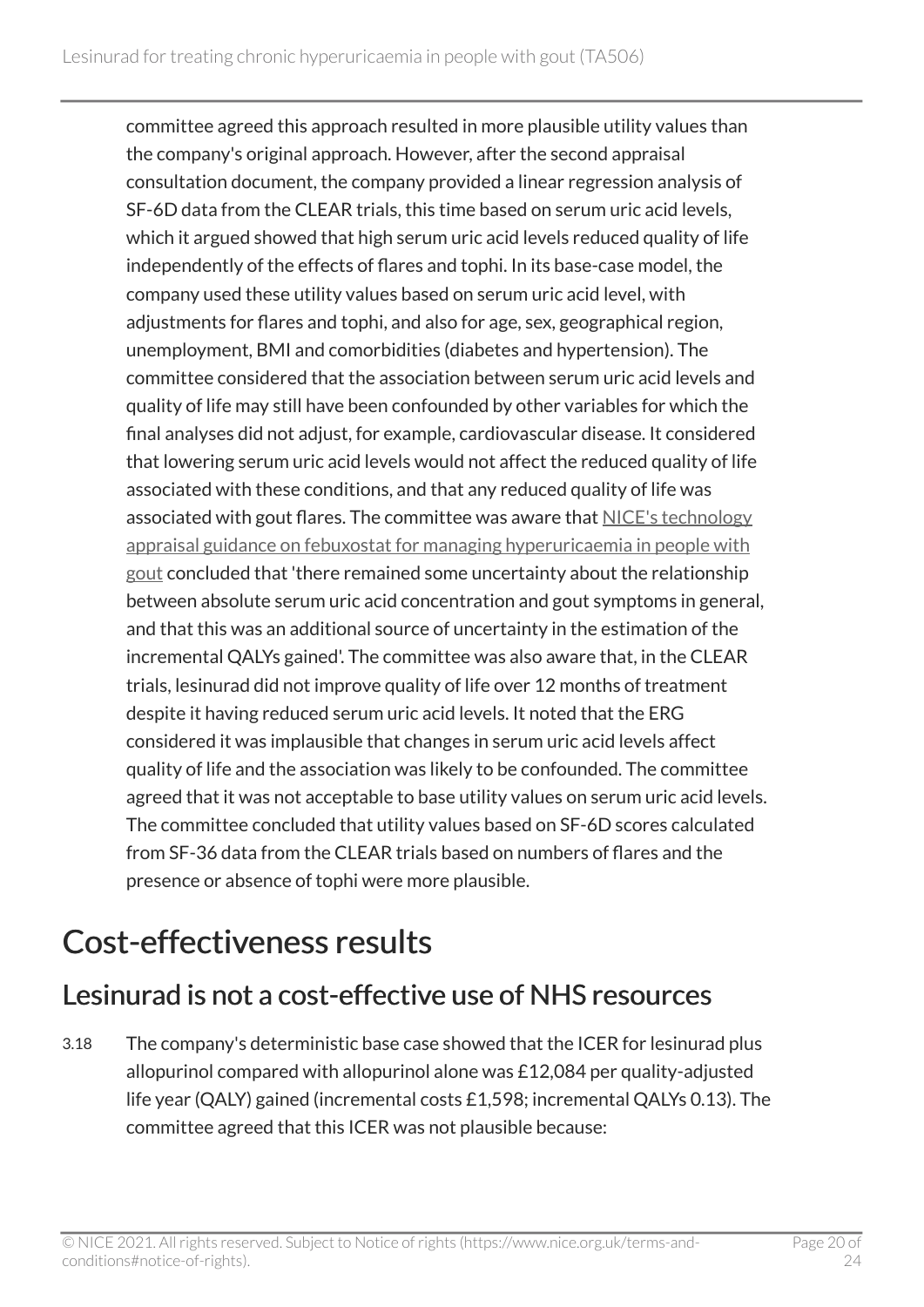committee agreed this approach resulted in more plausible utility values than the company's original approach. However, after the second appraisal consultation document, the company provided a linear regression analysis of SF-6D data from the CLEAR trials, this time based on serum uric acid levels, which it argued showed that high serum uric acid levels reduced quality of life independently of the effects of flares and tophi. In its base-case model, the company used these utility values based on serum uric acid level, with adjustments for flares and tophi, and also for age, sex, geographical region, unemployment, BMI and comorbidities (diabetes and hypertension). The committee considered that the association between serum uric acid levels and quality of life may still have been confounded by other variables for which the final analyses did not adjust, for example, cardiovascular disease. It considered that lowering serum uric acid levels would not affect the reduced quality of life associated with these conditions, and that any reduced quality of life was associated with gout flares. The committee was aware that NICE's technology appraisal guidance on febuxostat for managing hyperuricaemia in people with gout concluded that 'there remained some uncertainty about the relationship between absolute serum uric acid concentration and gout symptoms in general, and that this was an additional source of uncertainty in the estimation of the incremental QALYs gained'. The committee was also aware that, in the CLEAR trials, lesinurad did not improve quality of life over 12 months of treatment despite it having reduced serum uric acid levels. It noted that the ERG considered it was implausible that changes in serum uric acid levels affect quality of life and the association was likely to be confounded. The committee agreed that it was not acceptable to base utility values on serum uric acid levels. The committee concluded that utility values based on SF-6D scores calculated from SF-36 data from the CLEAR trials based on numbers of flares and the presence or absence of tophi were more plausible.

# Cost-effectiveness results

## Lesinurad is not a cost-effective use of NHS resources

3.18 The company's deterministic base case showed that the ICER for lesinurad plus allopurinol compared with allopurinol alone was £12,084 per quality-adjusted life year (QALY) gained (incremental costs £1,598; incremental QALYs 0.13). The committee agreed that this ICER was not plausible because: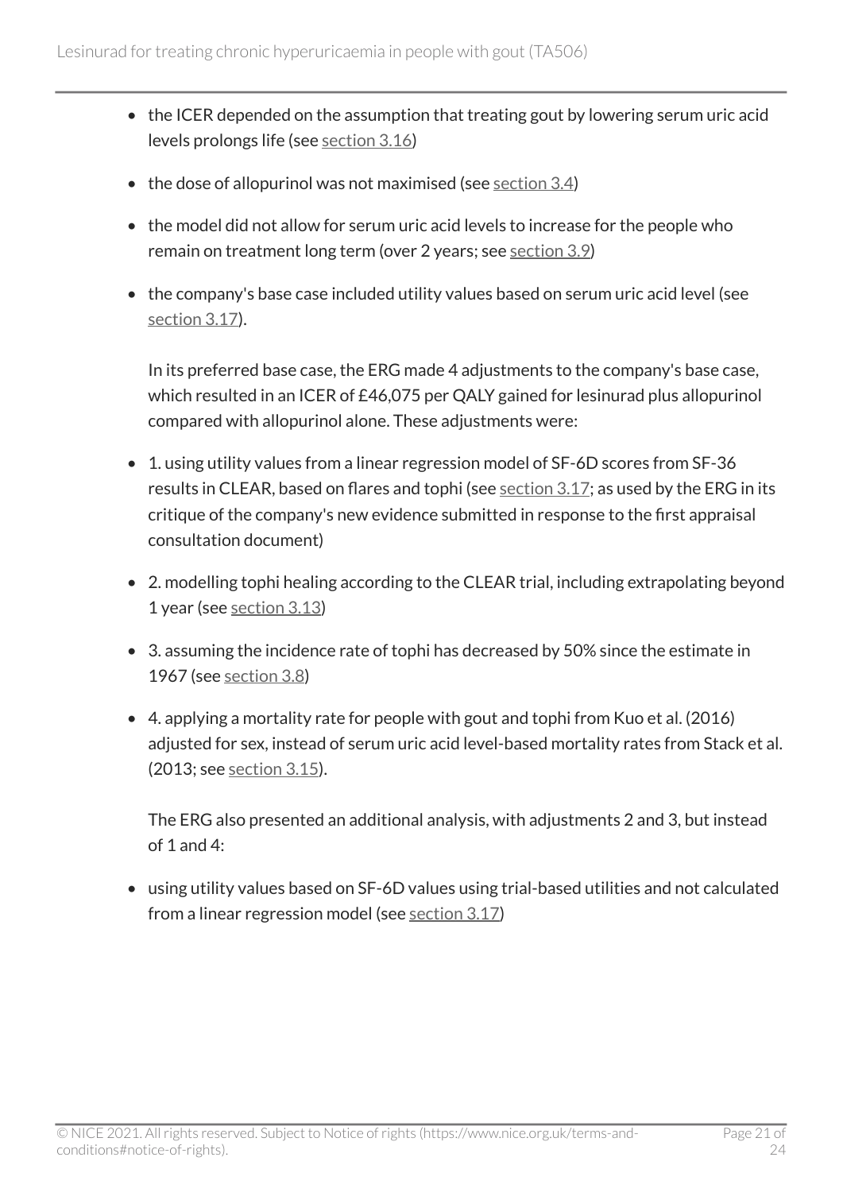- the ICER depended on the assumption that treating gout by lowering serum uric acid levels prolongs life (see section 3.16)
- the dose of allopurinol was not maximised (see section 3.4)
- the model did not allow for serum uric acid levels to increase for the people who remain on treatment long term (over 2 years; see section 3.9)
- the company's base case included utility values based on serum uric acid level (see section 3.17).

  In its preferred base case, the ERG made 4 adjustments to the company's base case, which resulted in an ICER of £46,075 per QALY gained for lesinurad plus allopurinol compared with allopurinol alone. These adjustments were:

- 1. using utility values from a linear regression model of SF-6D scores from SF-36 results in CLEAR, based on flares and tophi (see section 3.17; as used by the ERG in its critique of the company's new evidence submitted in response to the first appraisal consultation document)
- 2. modelling tophi healing according to the CLEAR trial, including extrapolating beyond 1 year (see section 3.13)
- 3. assuming the incidence rate of tophi has decreased by 50% since the estimate in 1967 (see section 3.8)
- 4. applying a mortality rate for people with gout and tophi from Kuo et al. (2016) adjusted for sex, instead of serum uric acid level-based mortality rates from Stack et al. (2013; see section 3.15).

  The ERG also presented an additional analysis, with adjustments 2 and 3, but instead of 1 and 4:

- using utility values based on SF-6D values using trial-based utilities and not calculated from a linear regression model (see section 3.17)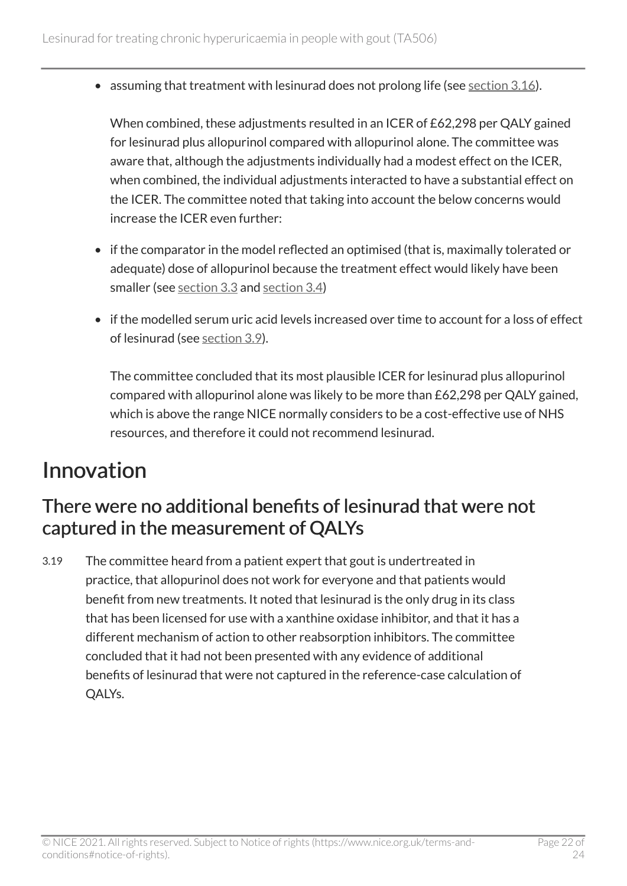- assuming that treatment with lesinurad does not prolong life (see section 3.16).

  When combined, these adjustments resulted in an ICER of £62,298 per QALY gained for lesinurad plus allopurinol compared with allopurinol alone. The committee was aware that, although the adjustments individually had a modest effect on the ICER, when combined, the individual adjustments interacted to have a substantial effect on the ICER. The committee noted that taking into account the below concerns would increase the ICER even further:

- if the comparator in the model reflected an optimised (that is, maximally tolerated or adequate) dose of allopurinol because the treatment effect would likely have been smaller (see section 3.3 and section 3.4)

- if the modelled serum uric acid levels increased over time to account for a loss of effect of lesinurad (see section 3.9).

  The committee concluded that its most plausible ICER for lesinurad plus allopurinol compared with allopurinol alone was likely to be more than £62,298 per QALY gained, which is above the range NICE normally considers to be a cost-effective use of NHS resources, and therefore it could not recommend lesinurad.

# Innovation

## There were no additional benefits of lesinurad that were not captured in the measurement of QALYs

3.19 The committee heard from a patient expert that gout is undertreated in practice, that allopurinol does not work for everyone and that patients would benefit from new treatments. It noted that lesinurad is the only drug in its class that has been licensed for use with a xanthine oxidase inhibitor, and that it has a different mechanism of action to other reabsorption inhibitors. The committee concluded that it had not been presented with any evidence of additional benefits of lesinurad that were not captured in the reference-case calculation of QALYs.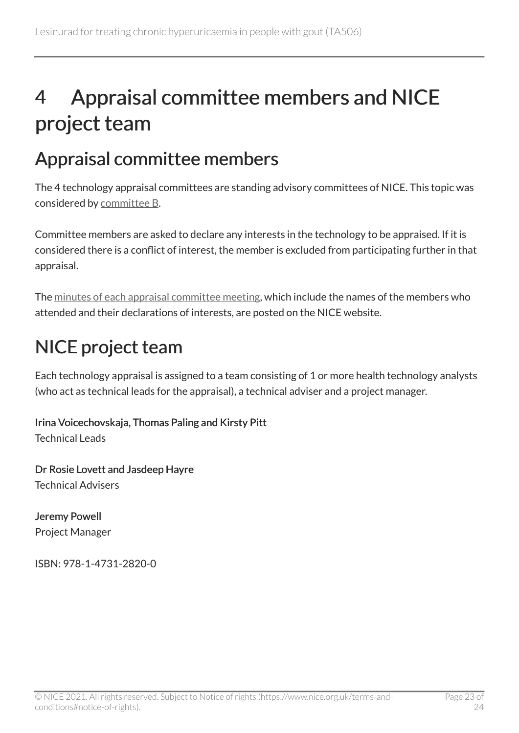# 4 Appraisal committee members and NICE project team

## Appraisal committee members

The 4 technology appraisal committees are standing advisory committees of NICE. This topic was considered by committee B.

Committee members are asked to declare any interests in the technology to be appraised. If it is considered there is a conflict of interest, the member is excluded from participating further in that appraisal.

The minutes of each appraisal committee meeting, which include the names of the members who attended and their declarations of interests, are posted on the NICE website.

## NICE project team

Each technology appraisal is assigned to a team consisting of 1 or more health technology analysts (who act as technical leads for the appraisal), a technical adviser and a project manager.

**Irina Voicechovskaja, Thomas Paling and Kirsty Pitt**
Technical Leads

**Dr Rosie Lovett and Jasdeep Hayre**
Technical Advisers

**Jeremy Powell**
Project Manager

ISBN: 978-1-4731-2820-0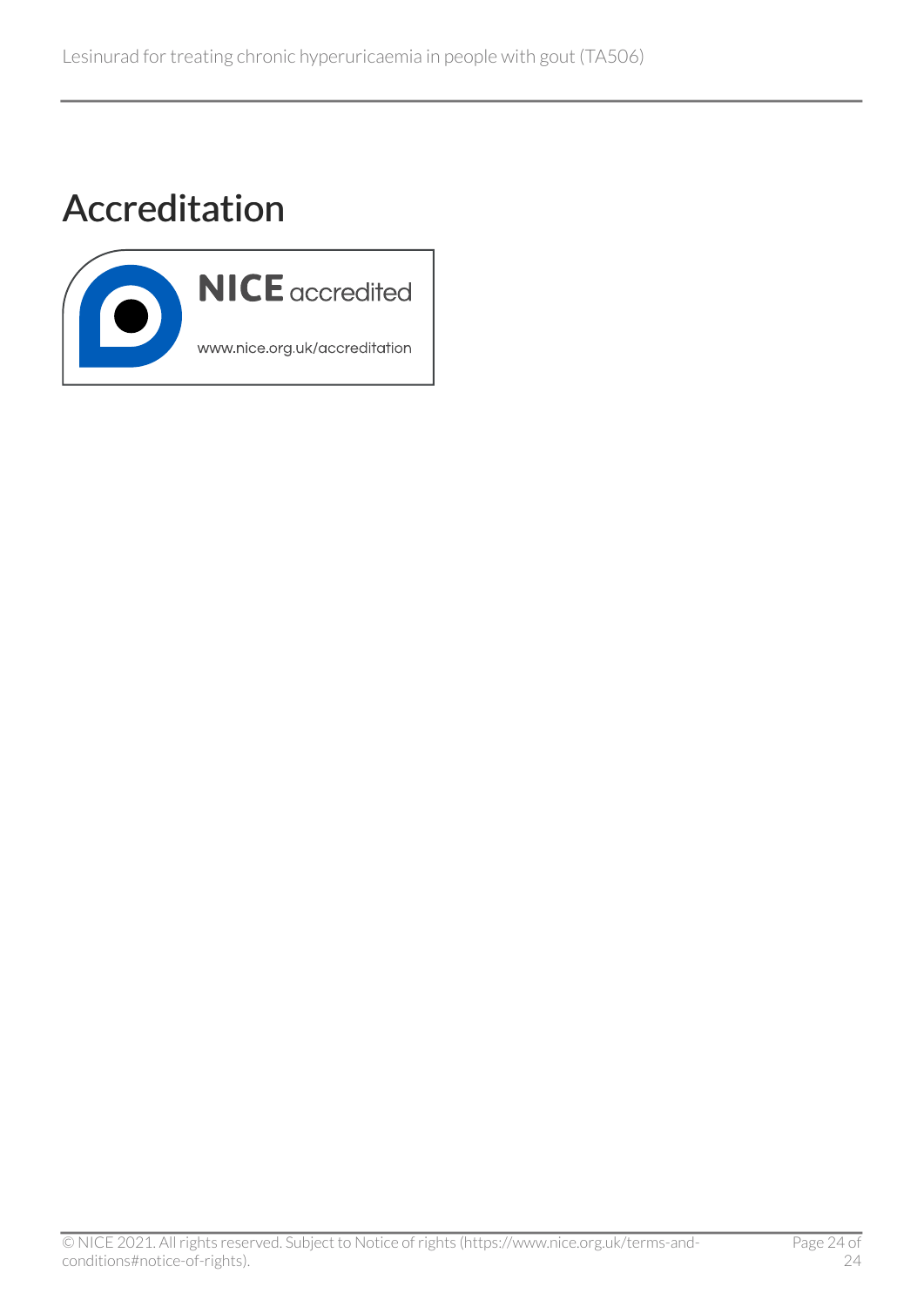# Accreditation

NICE accredited

www.nice.org.uk/accreditation